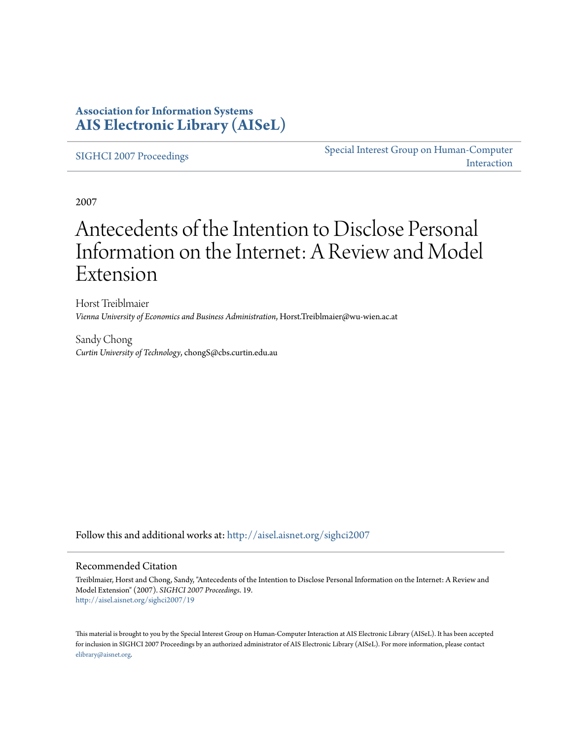**Association for Information Systems**
**AIS Electronic Library (AISeL)**

SIGHCI 2007 Proceedings

Special Interest Group on Human-Computer Interaction

2007

# Antecedents of the Intention to Disclose Personal Information on the Internet: A Review and Model Extension

Horst Treiblmaier
*Vienna University of Economics and Business Administration*, Horst.Treiblmaier@wu-wien.ac.at

Sandy Chong
*Curtin University of Technology*, chongS@cbs.curtin.edu.au

Follow this and additional works at: http://aisel.aisnet.org/sighci2007

## Recommended Citation

Treiblmaier, Horst and Chong, Sandy, "Antecedents of the Intention to Disclose Personal Information on the Internet: A Review and Model Extension" (2007). *SIGHCI 2007 Proceedings*. 19.
http://aisel.aisnet.org/sighci2007/19

This material is brought to you by the Special Interest Group on Human-Computer Interaction at AIS Electronic Library (AISeL). It has been accepted for inclusion in SIGHCI 2007 Proceedings by an authorized administrator of AIS Electronic Library (AISeL). For more information, please contact elibrary@aisnet.org.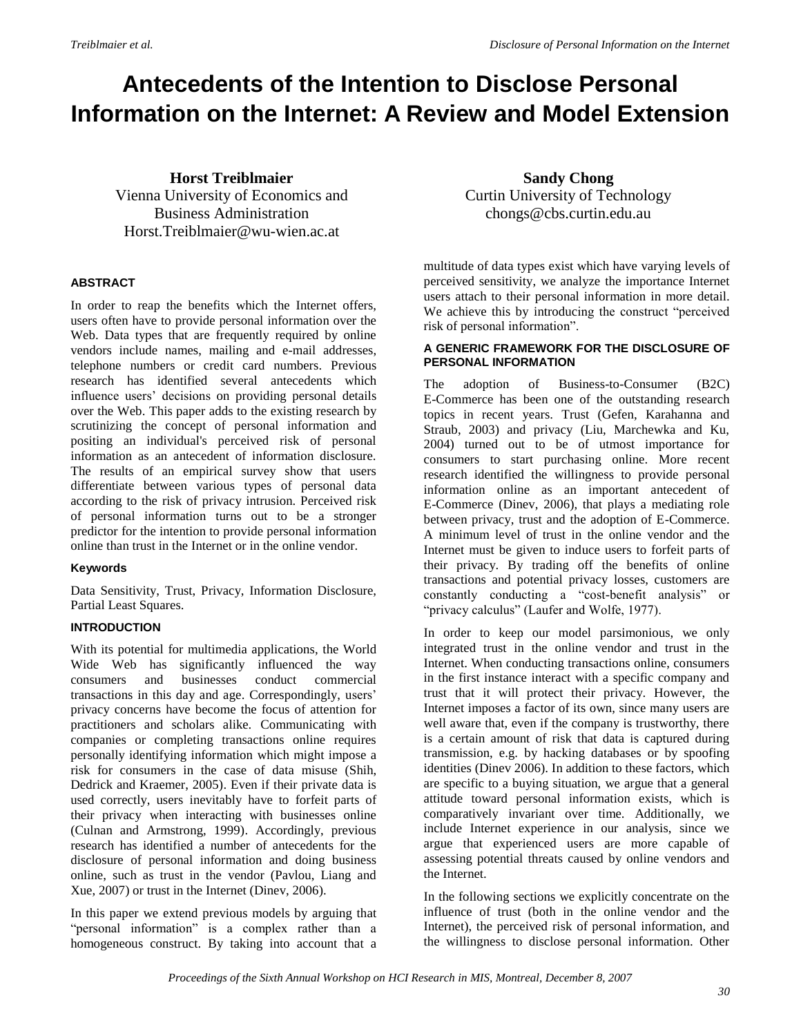# Antecedents of the Intention to Disclose Personal Information on the Internet: A Review and Model Extension

**Horst Treiblmaier**
Vienna University of Economics and Business Administration
Horst.Treiblmaier@wu-wien.ac.at

**Sandy Chong**
Curtin University of Technology
chongs@cbs.curtin.edu.au

### ABSTRACT

In order to reap the benefits which the Internet offers, users often have to provide personal information over the Web. Data types that are frequently required by online vendors include names, mailing and e-mail addresses, telephone numbers or credit card numbers. Previous research has identified several antecedents which influence users' decisions on providing personal details over the Web. This paper adds to the existing research by scrutinizing the concept of personal information and positing an individual's perceived risk of personal information as an antecedent of information disclosure. The results of an empirical survey show that users differentiate between various types of personal data according to the risk of privacy intrusion. Perceived risk of personal information turns out to be a stronger predictor for the intention to provide personal information online than trust in the Internet or in the online vendor.

### Keywords

Data Sensitivity, Trust, Privacy, Information Disclosure, Partial Least Squares.

### INTRODUCTION

With its potential for multimedia applications, the World Wide Web has significantly influenced the way consumers and businesses conduct commercial transactions in this day and age. Correspondingly, users' privacy concerns have become the focus of attention for practitioners and scholars alike. Communicating with companies or completing transactions online requires personally identifying information which might impose a risk for consumers in the case of data misuse (Shih, Dedrick and Kraemer, 2005). Even if their private data is used correctly, users inevitably have to forfeit parts of their privacy when interacting with businesses online (Culnan and Armstrong, 1999). Accordingly, previous research has identified a number of antecedents for the disclosure of personal information and doing business online, such as trust in the vendor (Pavlou, Liang and Xue, 2007) or trust in the Internet (Dinev, 2006).

In this paper we extend previous models by arguing that "personal information" is a complex rather than a homogeneous construct. By taking into account that a multitude of data types exist which have varying levels of perceived sensitivity, we analyze the importance Internet users attach to their personal information in more detail. We achieve this by introducing the construct "perceived risk of personal information".

### A GENERIC FRAMEWORK FOR THE DISCLOSURE OF PERSONAL INFORMATION

The adoption of Business-to-Consumer (B2C) E-Commerce has been one of the outstanding research topics in recent years. Trust (Gefen, Karahanna and Straub, 2003) and privacy (Liu, Marchewka and Ku, 2004) turned out to be of utmost importance for consumers to start purchasing online. More recent research identified the willingness to provide personal information online as an important antecedent of E-Commerce (Dinev, 2006), that plays a mediating role between privacy, trust and the adoption of E-Commerce. A minimum level of trust in the online vendor and the Internet must be given to induce users to forfeit parts of their privacy. By trading off the benefits of online transactions and potential privacy losses, customers are constantly conducting a "cost-benefit analysis" or "privacy calculus" (Laufer and Wolfe, 1977).

In order to keep our model parsimonious, we only integrated trust in the online vendor and trust in the Internet. When conducting transactions online, consumers in the first instance interact with a specific company and trust that it will protect their privacy. However, the Internet imposes a factor of its own, since many users are well aware that, even if the company is trustworthy, there is a certain amount of risk that data is captured during transmission, e.g. by hacking databases or by spoofing identities (Dinev 2006). In addition to these factors, which are specific to a buying situation, we argue that a general attitude toward personal information exists, which is comparatively invariant over time. Additionally, we include Internet experience in our analysis, since we argue that experienced users are more capable of assessing potential threats caused by online vendors and the Internet.

In the following sections we explicitly concentrate on the influence of trust (both in the online vendor and the Internet), the perceived risk of personal information, and the willingness to disclose personal information. Other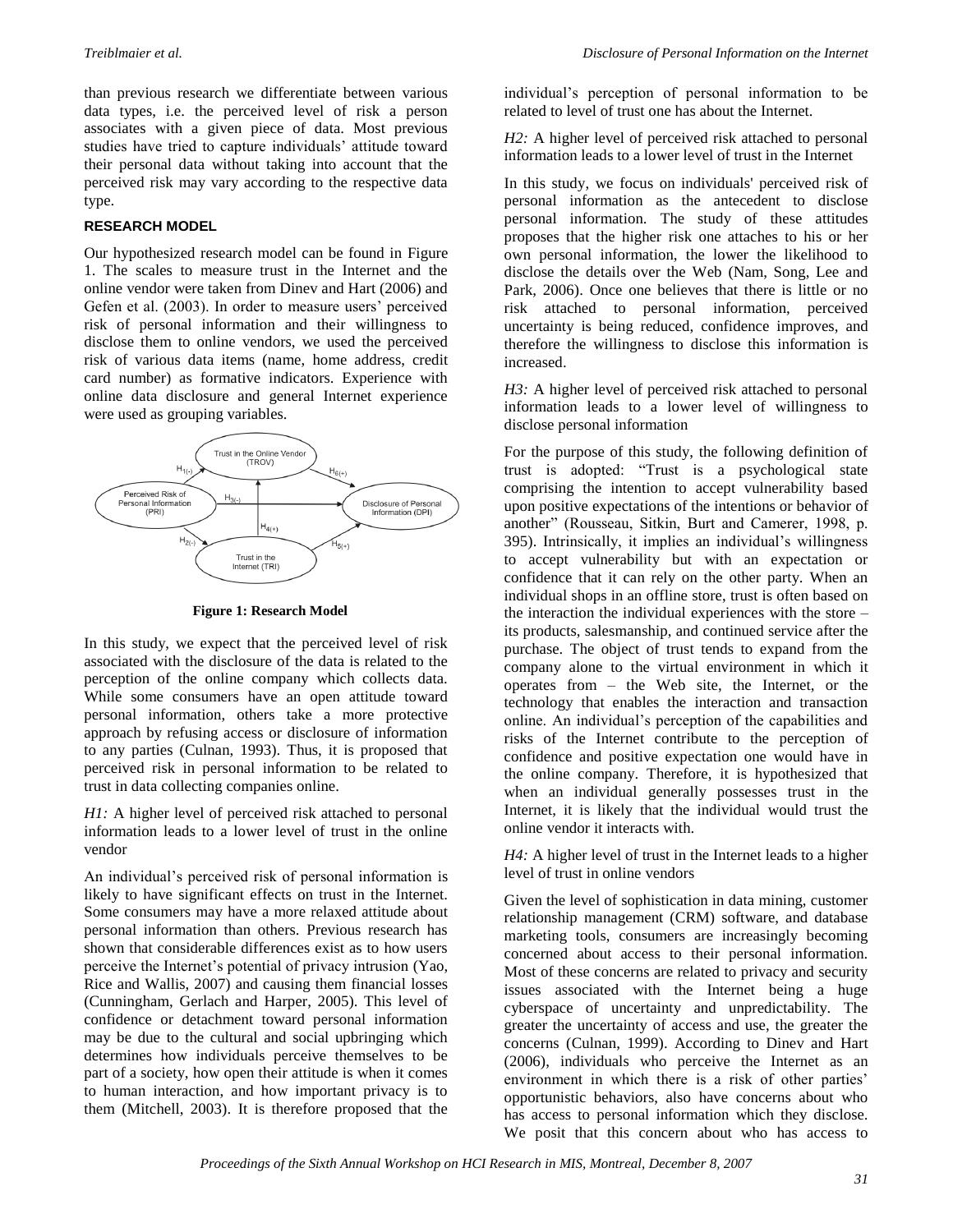than previous research we differentiate between various data types, i.e. the perceived level of risk a person associates with a given piece of data. Most previous studies have tried to capture individuals' attitude toward their personal data without taking into account that the perceived risk may vary according to the respective data type.

## RESEARCH MODEL

Our hypothesized research model can be found in Figure 1. The scales to measure trust in the Internet and the online vendor were taken from Dinev and Hart (2006) and Gefen et al. (2003). In order to measure users' perceived risk of personal information and their willingness to disclose them to online vendors, we used the perceived risk of various data items (name, home address, credit card number) as formative indicators. Experience with online data disclosure and general Internet experience were used as grouping variables.

**Figure 1: Research Model**

In this study, we expect that the perceived level of risk associated with the disclosure of the data is related to the perception of the online company which collects data. While some consumers have an open attitude toward personal information, others take a more protective approach by refusing access or disclosure of information to any parties (Culnan, 1993). Thus, it is proposed that perceived risk in personal information to be related to trust in data collecting companies online.

*H1:* A higher level of perceived risk attached to personal information leads to a lower level of trust in the online vendor

An individual's perceived risk of personal information is likely to have significant effects on trust in the Internet. Some consumers may have a more relaxed attitude about personal information than others. Previous research has shown that considerable differences exist as to how users perceive the Internet's potential of privacy intrusion (Yao, Rice and Wallis, 2007) and causing them financial losses (Cunningham, Gerlach and Harper, 2005). This level of confidence or detachment toward personal information may be due to the cultural and social upbringing which determines how individuals perceive themselves to be part of a society, how open their attitude is when it comes to human interaction, and how important privacy is to them (Mitchell, 2003). It is therefore proposed that the individual's perception of personal information to be related to level of trust one has about the Internet.

*H2:* A higher level of perceived risk attached to personal information leads to a lower level of trust in the Internet

In this study, we focus on individuals' perceived risk of personal information as the antecedent to disclose personal information. The study of these attitudes proposes that the higher risk one attaches to his or her own personal information, the lower the likelihood to disclose the details over the Web (Nam, Song, Lee and Park, 2006). Once one believes that there is little or no risk attached to personal information, perceived uncertainty is being reduced, confidence improves, and therefore the willingness to disclose this information is increased.

*H3:* A higher level of perceived risk attached to personal information leads to a lower level of willingness to disclose personal information

For the purpose of this study, the following definition of trust is adopted: "Trust is a psychological state comprising the intention to accept vulnerability based upon positive expectations of the intentions or behavior of another" (Rousseau, Sitkin, Burt and Camerer, 1998, p. 395). Intrinsically, it implies an individual's willingness to accept vulnerability but with an expectation or confidence that it can rely on the other party. When an individual shops in an offline store, trust is often based on the interaction the individual experiences with the store – its products, salesmanship, and continued service after the purchase. The object of trust tends to expand from the company alone to the virtual environment in which it operates from – the Web site, the Internet, or the technology that enables the interaction and transaction online. An individual's perception of the capabilities and risks of the Internet contribute to the perception of confidence and positive expectation one would have in the online company. Therefore, it is hypothesized that when an individual generally possesses trust in the Internet, it is likely that the individual would trust the online vendor it interacts with.

*H4:* A higher level of trust in the Internet leads to a higher level of trust in online vendors

Given the level of sophistication in data mining, customer relationship management (CRM) software, and database marketing tools, consumers are increasingly becoming concerned about access to their personal information. Most of these concerns are related to privacy and security issues associated with the Internet being a huge cyberspace of uncertainty and unpredictability. The greater the uncertainty of access and use, the greater the concerns (Culnan, 1999). According to Dinev and Hart (2006), individuals who perceive the Internet as an environment in which there is a risk of other parties' opportunistic behaviors, also have concerns about who has access to personal information which they disclose. We posit that this concern about who has access to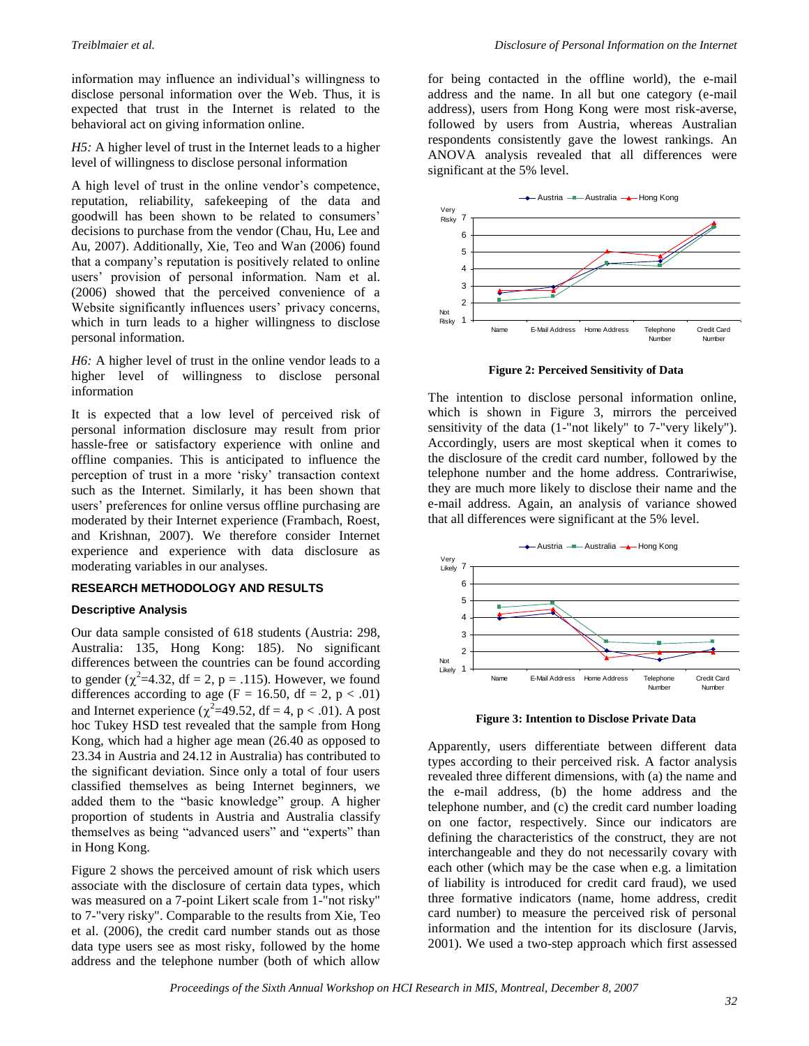information may influence an individual's willingness to disclose personal information over the Web. Thus, it is expected that trust in the Internet is related to the behavioral act on giving information online.

*H5:* A higher level of trust in the Internet leads to a higher level of willingness to disclose personal information

A high level of trust in the online vendor's competence, reputation, reliability, safekeeping of the data and goodwill has been shown to be related to consumers' decisions to purchase from the vendor (Chau, Hu, Lee and Au, 2007). Additionally, Xie, Teo and Wan (2006) found that a company's reputation is positively related to online users' provision of personal information. Nam et al. (2006) showed that the perceived convenience of a Website significantly influences users' privacy concerns, which in turn leads to a higher willingness to disclose personal information.

*H6:* A higher level of trust in the online vendor leads to a higher level of willingness to disclose personal information

It is expected that a low level of perceived risk of personal information disclosure may result from prior hassle-free or satisfactory experience with online and offline companies. This is anticipated to influence the perception of trust in a more 'risky' transaction context such as the Internet. Similarly, it has been shown that users' preferences for online versus offline purchasing are moderated by their Internet experience (Frambach, Roest, and Krishnan, 2007). We therefore consider Internet experience and experience with data disclosure as moderating variables in our analyses.

## RESEARCH METHODOLOGY AND RESULTS

### Descriptive Analysis

Our data sample consisted of 618 students (Austria: 298, Australia: 135, Hong Kong: 185). No significant differences between the countries can be found according to gender ($\chi^2$=4.32, df = 2, p = .115). However, we found differences according to age (F = 16.50, df = 2, p < .01) and Internet experience ($\chi^2$=49.52, df = 4, p < .01). A post hoc Tukey HSD test revealed that the sample from Hong Kong, which had a higher age mean (26.40 as opposed to 23.34 in Austria and 24.12 in Australia) has contributed to the significant deviation. Since only a total of four users classified themselves as being Internet beginners, we added them to the "basic knowledge" group. A higher proportion of students in Austria and Australia classify themselves as being "advanced users" and "experts" than in Hong Kong.

Figure 2 shows the perceived amount of risk which users associate with the disclosure of certain data types, which was measured on a 7-point Likert scale from 1-"not risky" to 7-"very risky". Comparable to the results from Xie, Teo et al. (2006), the credit card number stands out as those data type users see as most risky, followed by the home address and the telephone number (both of which allow for being contacted in the offline world), the e-mail address and the name. In all but one category (e-mail address), users from Hong Kong were most risk-averse, followed by users from Austria, whereas Australian respondents consistently gave the lowest rankings. An ANOVA analysis revealed that all differences were significant at the 5% level.

**Figure 2: Perceived Sensitivity of Data**

The intention to disclose personal information online, which is shown in Figure 3, mirrors the perceived sensitivity of the data (1-"not likely" to 7-"very likely"). Accordingly, users are most skeptical when it comes to the disclosure of the credit card number, followed by the telephone number and the home address. Contrariwise, they are much more likely to disclose their name and the e-mail address. Again, an analysis of variance showed that all differences were significant at the 5% level.

**Figure 3: Intention to Disclose Private Data**

Apparently, users differentiate between different data types according to their perceived risk. A factor analysis revealed three different dimensions, with (a) the name and the e-mail address, (b) the home address and the telephone number, and (c) the credit card number loading on one factor, respectively. Since our indicators are defining the characteristics of the construct, they are not interchangeable and they do not necessarily covary with each other (which may be the case when e.g. a limitation of liability is introduced for credit card fraud), we used three formative indicators (name, home address, credit card number) to measure the perceived risk of personal information and the intention for its disclosure (Jarvis, 2001). We used a two-step approach which first assessed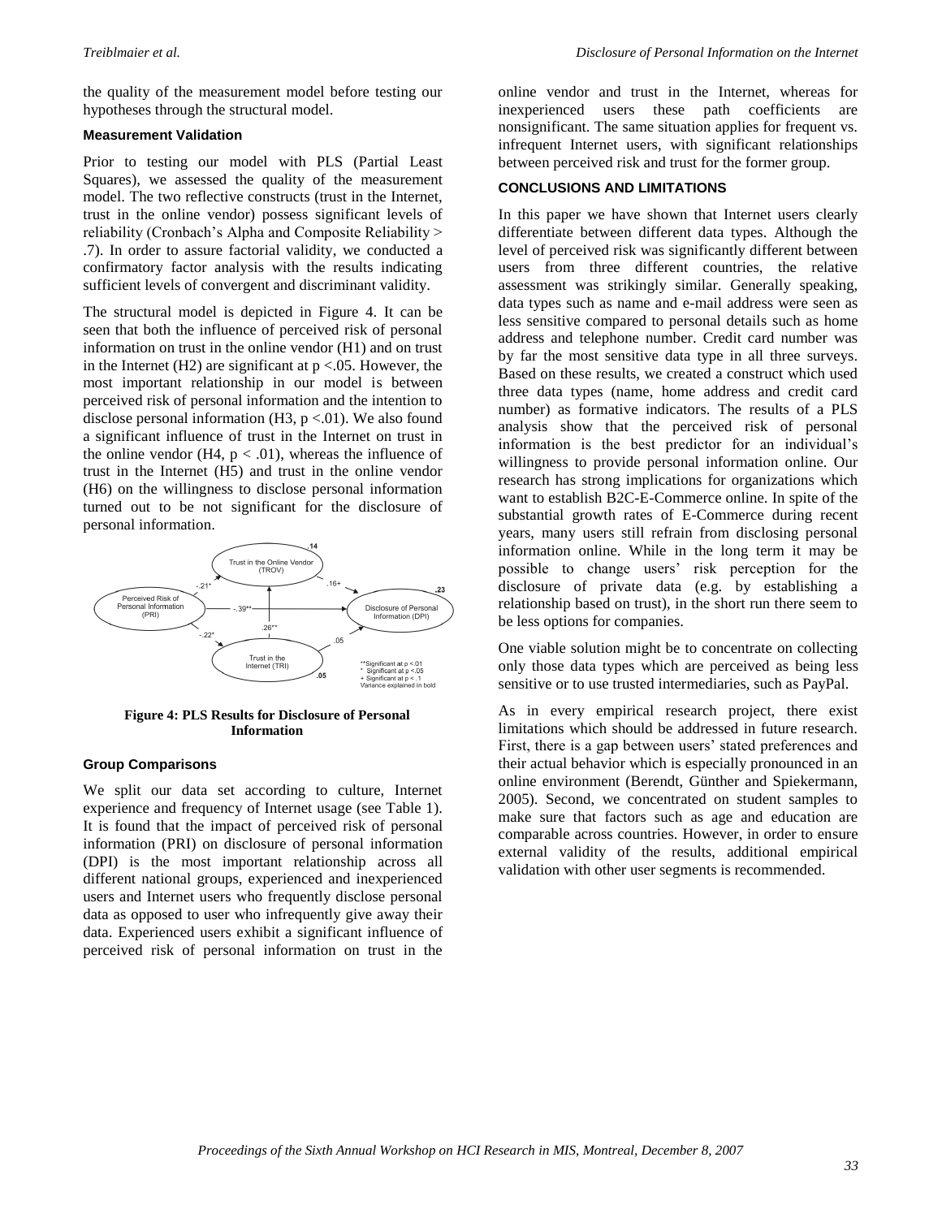the quality of the measurement model before testing our hypotheses through the structural model.

### Measurement Validation

Prior to testing our model with PLS (Partial Least Squares), we assessed the quality of the measurement model. The two reflective constructs (trust in the Internet, trust in the online vendor) possess significant levels of reliability (Cronbach's Alpha and Composite Reliability > .7). In order to assure factorial validity, we conducted a confirmatory factor analysis with the results indicating sufficient levels of convergent and discriminant validity.

The structural model is depicted in Figure 4. It can be seen that both the influence of perceived risk of personal information on trust in the online vendor (H1) and on trust in the Internet (H2) are significant at $p < .05$. However, the most important relationship in our model is between perceived risk of personal information and the intention to disclose personal information (H3, $p < .01$). We also found a significant influence of trust in the Internet on trust in the online vendor (H4, $p < .01$), whereas the influence of trust in the Internet (H5) and trust in the online vendor (H6) on the willingness to disclose personal information turned out to be not significant for the disclosure of personal information.

**Figure 4: PLS Results for Disclosure of Personal Information**

### Group Comparisons

We split our data set according to culture, Internet experience and frequency of Internet usage (see Table 1). It is found that the impact of perceived risk of personal information (PRI) on disclosure of personal information (DPI) is the most important relationship across all different national groups, experienced and inexperienced users and Internet users who frequently disclose personal data as opposed to user who infrequently give away their data. Experienced users exhibit a significant influence of perceived risk of personal information on trust in the online vendor and trust in the Internet, whereas for inexperienced users these path coefficients are nonsignificant. The same situation applies for frequent vs. infrequent Internet users, with significant relationships between perceived risk and trust for the former group.

### CONCLUSIONS AND LIMITATIONS

In this paper we have shown that Internet users clearly differentiate between different data types. Although the level of perceived risk was significantly different between users from three different countries, the relative assessment was strikingly similar. Generally speaking, data types such as name and e-mail address were seen as less sensitive compared to personal details such as home address and telephone number. Credit card number was by far the most sensitive data type in all three surveys. Based on these results, we created a construct which used three data types (name, home address and credit card number) as formative indicators. The results of a PLS analysis show that the perceived risk of personal information is the best predictor for an individual's willingness to provide personal information online. Our research has strong implications for organizations which want to establish B2C-E-Commerce online. In spite of the substantial growth rates of E-Commerce during recent years, many users still refrain from disclosing personal information online. While in the long term it may be possible to change users' risk perception for the disclosure of private data (e.g. by establishing a relationship based on trust), in the short run there seem to be less options for companies.

One viable solution might be to concentrate on collecting only those data types which are perceived as being less sensitive or to use trusted intermediaries, such as PayPal.

As in every empirical research project, there exist limitations which should be addressed in future research. First, there is a gap between users' stated preferences and their actual behavior which is especially pronounced in an online environment (Berendt, Günther and Spiekermann, 2005). Second, we concentrated on student samples to make sure that factors such as age and education are comparable across countries. However, in order to ensure external validity of the results, additional empirical validation with other user segments is recommended.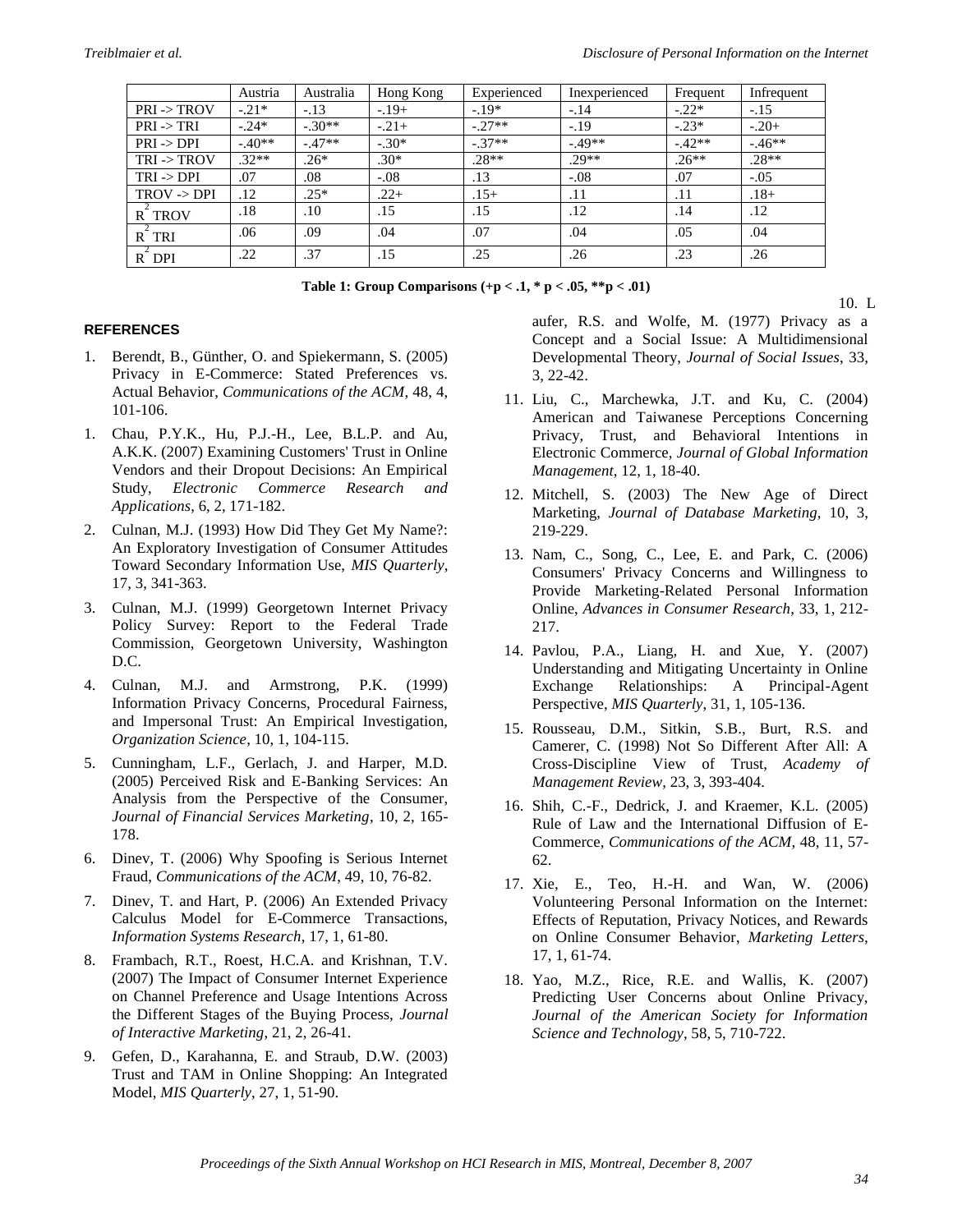| | Austria | Australia | Hong Kong | Experienced | Inexperienced | Frequent | Infrequent |
|---|---|---|---|---|---|---|---|
| PRI -> TROV | -.21* | -.13 | -.19+ | -.19* | -.14 | -.22* | -.15 |
| PRI -> TRI | -.24* | -.30** | -.21+ | -.27** | -.19 | -.23* | -.20+ |
| PRI -> DPI | -.40** | -.47** | -.30* | -.37** | -.49** | -.42** | -.46** |
| TRI -> TROV | .32** | .26* | .30* | .28** | .29** | .26** | .28** |
| TRI -> DPI | .07 | .08 | -.08 | .13 | -.08 | .07 | -.05 |
| TROV -> DPI | .12 | .25* | .22+ | .15+ | .11 | .11 | .18+ |
| $R^2$ TROV | .18 | .10 | .15 | .15 | .12 | .14 | .12 |
| $R^2$ TRI | .06 | .09 | .04 | .07 | .04 | .05 | .04 |
| $R^2$ DPI | .22 | .37 | .15 | .25 | .26 | .23 | .26 |

**Table 1: Group Comparisons (+p < .1, * p < .05, **p < .01)**

## REFERENCES

1. Berendt, B., Günther, O. and Spiekermann, S. (2005) Privacy in E-Commerce: Stated Preferences vs. Actual Behavior, *Communications of the ACM*, 48, 4, 101-106.
1. Chau, P.Y.K., Hu, P.J.-H., Lee, B.L.P. and Au, A.K.K. (2007) Examining Customers' Trust in Online Vendors and their Dropout Decisions: An Empirical Study, *Electronic Commerce Research and Applications*, 6, 2, 171-182.
2. Culnan, M.J. (1993) How Did They Get My Name?: An Exploratory Investigation of Consumer Attitudes Toward Secondary Information Use, *MIS Quarterly*, 17, 3, 341-363.
3. Culnan, M.J. (1999) Georgetown Internet Privacy Policy Survey: Report to the Federal Trade Commission, Georgetown University, Washington D.C.
4. Culnan, M.J. and Armstrong, P.K. (1999) Information Privacy Concerns, Procedural Fairness, and Impersonal Trust: An Empirical Investigation, *Organization Science*, 10, 1, 104-115.
5. Cunningham, L.F., Gerlach, J. and Harper, M.D. (2005) Perceived Risk and E-Banking Services: An Analysis from the Perspective of the Consumer, *Journal of Financial Services Marketing*, 10, 2, 165-178.
6. Dinev, T. (2006) Why Spoofing is Serious Internet Fraud, *Communications of the ACM*, 49, 10, 76-82.
7. Dinev, T. and Hart, P. (2006) An Extended Privacy Calculus Model for E-Commerce Transactions, *Information Systems Research*, 17, 1, 61-80.
8. Frambach, R.T., Roest, H.C.A. and Krishnan, T.V. (2007) The Impact of Consumer Internet Experience on Channel Preference and Usage Intentions Across the Different Stages of the Buying Process, *Journal of Interactive Marketing*, 21, 2, 26-41.
9. Gefen, D., Karahanna, E. and Straub, D.W. (2003) Trust and TAM in Online Shopping: An Integrated Model, *MIS Quarterly*, 27, 1, 51-90.
10. Laufer, R.S. and Wolfe, M. (1977) Privacy as a Concept and a Social Issue: A Multidimensional Developmental Theory, *Journal of Social Issues*, 33, 3, 22-42.
11. Liu, C., Marchewka, J.T. and Ku, C. (2004) American and Taiwanese Perceptions Concerning Privacy, Trust, and Behavioral Intentions in Electronic Commerce, *Journal of Global Information Management*, 12, 1, 18-40.
12. Mitchell, S. (2003) The New Age of Direct Marketing, *Journal of Database Marketing*, 10, 3, 219-229.
13. Nam, C., Song, C., Lee, E. and Park, C. (2006) Consumers' Privacy Concerns and Willingness to Provide Marketing-Related Personal Information Online, *Advances in Consumer Research*, 33, 1, 212-217.
14. Pavlou, P.A., Liang, H. and Xue, Y. (2007) Understanding and Mitigating Uncertainty in Online Exchange Relationships: A Principal-Agent Perspective, *MIS Quarterly*, 31, 1, 105-136.
15. Rousseau, D.M., Sitkin, S.B., Burt, R.S. and Camerer, C. (1998) Not So Different After All: A Cross-Discipline View of Trust, *Academy of Management Review*, 23, 3, 393-404.
16. Shih, C.-F., Dedrick, J. and Kraemer, K.L. (2005) Rule of Law and the International Diffusion of E-Commerce, *Communications of the ACM*, 48, 11, 57-62.
17. Xie, E., Teo, H.-H. and Wan, W. (2006) Volunteering Personal Information on the Internet: Effects of Reputation, Privacy Notices, and Rewards on Online Consumer Behavior, *Marketing Letters*, 17, 1, 61-74.
18. Yao, M.Z., Rice, R.E. and Wallis, K. (2007) Predicting User Concerns about Online Privacy, *Journal of the American Society for Information Science and Technology*, 58, 5, 710-722.